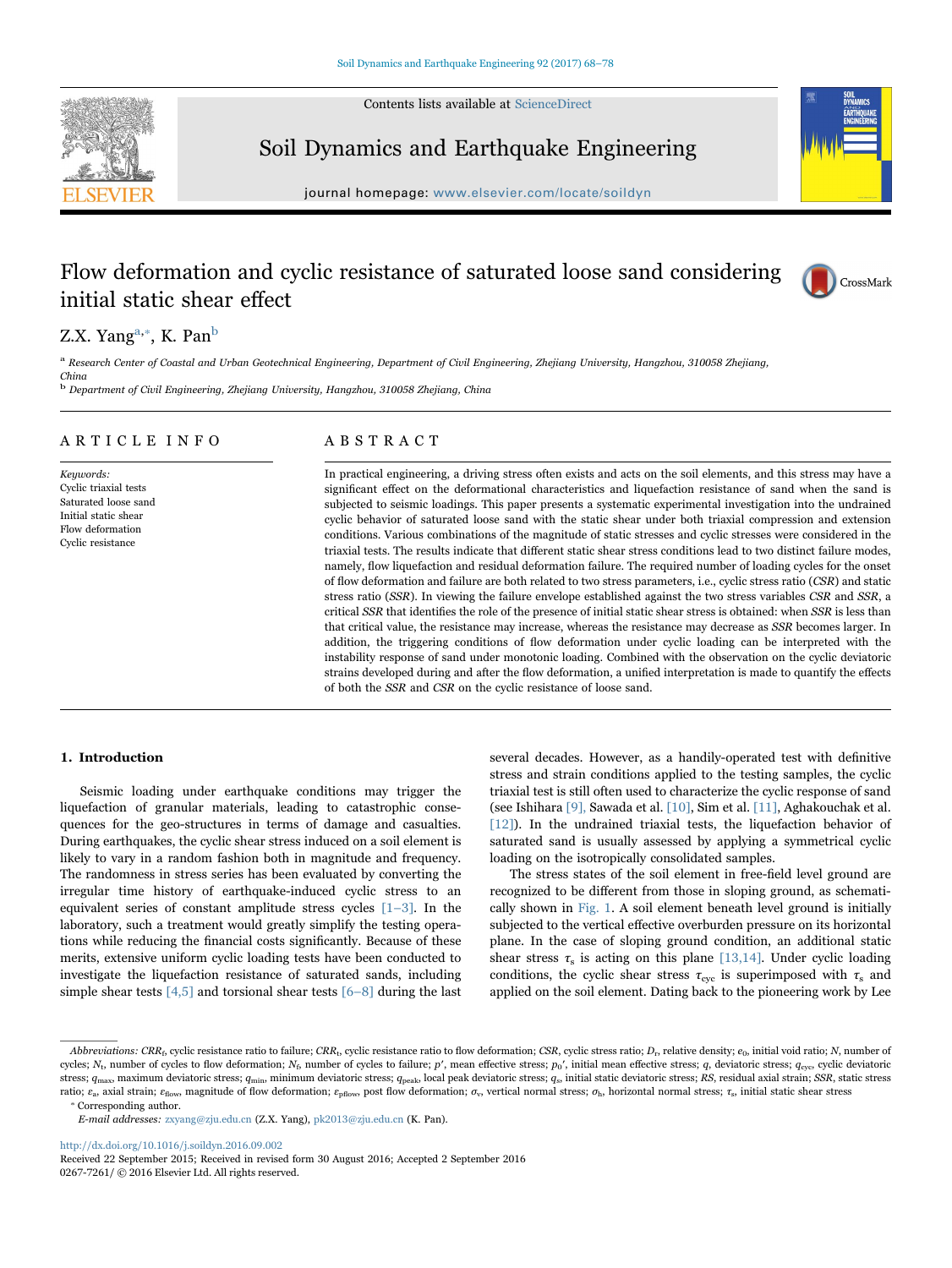# Flow deformation and cyclic resistance of saturated loose sand considering initial static shear effect

Z.X. Yang[a,*], K. Pan[b]

[a] Research Center of Coastal and Urban Geotechnical Engineering, Department of Civil Engineering, Zhejiang University, Hangzhou, 310058 Zhejiang, China

[b] Department of Civil Engineering, Zhejiang University, Hangzhou, 310058 Zhejiang, China

## ARTICLE INFO

*Keywords:*
Cyclic triaxial tests
Saturated loose sand
Initial static shear
Flow deformation
Cyclic resistance

## ABSTRACT

In practical engineering, a driving stress often exists and acts on the soil elements, and this stress may have a significant effect on the deformational characteristics and liquefaction resistance of sand when the sand is subjected to seismic loadings. This paper presents a systematic experimental investigation into the undrained cyclic behavior of saturated loose sand with the static shear under both triaxial compression and extension conditions. Various combinations of the magnitude of static stresses and cyclic stresses were considered in the triaxial tests. The results indicate that different static shear stress conditions lead to two distinct failure modes, namely, flow liquefaction and residual deformation failure. The required number of loading cycles for the onset of flow deformation and failure are both related to two stress parameters, i.e., cyclic stress ratio (*CSR*) and static stress ratio (*SSR*). In viewing the failure envelope established against the two stress variables *CSR* and *SSR*, a critical *SSR* that identifies the role of the presence of initial static shear stress is obtained: when *SSR* is less than that critical value, the resistance may increase, whereas the resistance may decrease as *SSR* becomes larger. In addition, the triggering conditions of flow deformation under cyclic loading can be interpreted with the instability response of sand under monotonic loading. Combined with the observation on the cyclic deviatoric strains developed during and after the flow deformation, a unified interpretation is made to quantify the effects of both the *SSR* and *CSR* on the cyclic resistance of loose sand.

## 1. Introduction

Seismic loading under earthquake conditions may trigger the liquefaction of granular materials, leading to catastrophic consequences for the geo-structures in terms of damage and casualties. During earthquakes, the cyclic shear stress induced on a soil element is likely to vary in a random fashion both in magnitude and frequency. The randomness in stress series has been evaluated by converting the irregular time history of earthquake-induced cyclic stress to an equivalent series of constant amplitude stress cycles [1–3]. In the laboratory, such a treatment would greatly simplify the testing operations while reducing the financial costs significantly. Because of these merits, extensive uniform cyclic loading tests have been conducted to investigate the liquefaction resistance of saturated sands, including simple shear tests [4,5] and torsional shear tests [6–8] during the last several decades. However, as a handily-operated test with definitive stress and strain conditions applied to the testing samples, the cyclic triaxial test is still often used to characterize the cyclic response of sand (see Ishihara [9], Sawada et al. [10], Sim et al. [11], Aghakouchak et al. [12]). In the undrained triaxial tests, the liquefaction behavior of saturated sand is usually assessed by applying a symmetrical cyclic loading on the isotropically consolidated samples.

The stress states of the soil element in free-field level ground are recognized to be different from those in sloping ground, as schematically shown in Fig. 1. A soil element beneath level ground is initially subjected to the vertical effective overburden pressure on its horizontal plane. In the case of sloping ground condition, an additional static shear stress $\tau_s$ is acting on this plane [13,14]. Under cyclic loading conditions, the cyclic shear stress $\tau_{cyc}$ is superimposed with $\tau_s$ and applied on the soil element. Dating back to the pioneering work by Lee

---

*Abbreviations:* $CRR_f$, cyclic resistance ratio to failure; $CRR_t$, cyclic resistance ratio to flow deformation; *CSR*, cyclic stress ratio; $D_r$, relative density; $e_0$, initial void ratio; *N*, number of cycles; $N_t$, number of cycles to flow deformation; $N_f$, number of cycles to failure; $p'$, mean effective stress; $p_0'$, initial mean effective stress; *q*, deviatoric stress; $q_{cyc}$, cyclic deviatoric stress; $q_{max}$, maximum deviatoric stress; $q_{min}$, minimum deviatoric stress; $q_{peak}$, local peak deviatoric stress; $q_s$, initial static deviatoric stress; *RS*, residual axial strain; *SSR*, static stress ratio; $\varepsilon_a$, axial strain; $\varepsilon_{flow}$, magnitude of flow deformation; $\varepsilon_{pflow}$, post flow deformation; $\sigma_v$, vertical normal stress; $\sigma_h$, horizontal normal stress; $\tau_s$, initial static shear stress

\* Corresponding author.

*E-mail addresses:* zxyang@zju.edu.cn (Z.X. Yang), pk2013@zju.edu.cn (K. Pan).

http://dx.doi.org/10.1016/j.soildyn.2016.09.002
Received 22 September 2015; Received in revised form 30 August 2016; Accepted 2 September 2016
0267-7261/ © 2016 Elsevier Ltd. All rights reserved.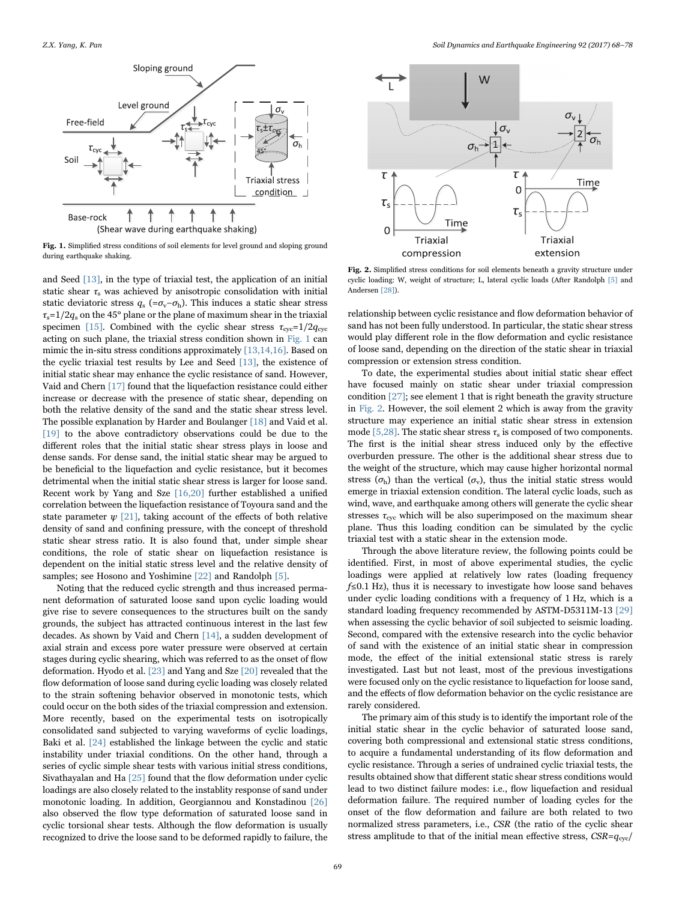Fig. 1. Simplified stress conditions of soil elements for level ground and sloping ground during earthquake shaking.

and Seed [13], in the type of triaxial test, the application of an initial static shear $\tau_s$ was achieved by anisotropic consolidation with initial static deviatoric stress $q_s$ (=$\sigma_v$−$\sigma_h$). This induces a static shear stress $\tau_s$=1/2$q_s$ on the 45° plane or the plane of maximum shear in the triaxial specimen [15]. Combined with the cyclic shear stress $\tau_{cyc}$=1/2$q_{cyc}$ acting on such plane, the triaxial stress condition shown in Fig. 1 can mimic the in-situ stress conditions approximately [13,14,16]. Based on the cyclic triaxial test results by Lee and Seed [13], the existence of initial static shear may enhance the cyclic resistance of sand. However, Vaid and Chern [17] found that the liquefaction resistance could either increase or decrease with the presence of static shear, depending on both the relative density of the sand and the static shear stress level. The possible explanation by Harder and Boulanger [18] and Vaid et al. [19] to the above contradictory observations could be due to the different roles that the initial static shear stress plays in loose and dense sands. For dense sand, the initial static shear may be argued to be beneficial to the liquefaction and cyclic resistance, but it becomes detrimental when the initial static shear stress is larger for loose sand. Recent work by Yang and Sze [16,20] further established a unified correlation between the liquefaction resistance of Toyoura sand and the state parameter $\psi$ [21], taking account of the effects of both relative density of sand and confining pressure, with the concept of threshold static shear stress ratio. It is also found that, under simple shear conditions, the role of static shear on liquefaction resistance is dependent on the initial static stress level and the relative density of samples; see Hosono and Yoshimine [22] and Randolph [5].

Noting that the reduced cyclic strength and thus increased permanent deformation of saturated loose sand upon cyclic loading would give rise to severe consequences to the structures built on the sandy grounds, the subject has attracted continuous interest in the last few decades. As shown by Vaid and Chern [14], a sudden development of axial strain and excess pore water pressure were observed at certain stages during cyclic shearing, which was referred to as the onset of flow deformation. Hyodo et al. [23] and Yang and Sze [20] revealed that the flow deformation of loose sand during cyclic loading was closely related to the strain softening behavior observed in monotonic tests, which could occur on the both sides of the triaxial compression and extension. More recently, based on the experimental tests on isotropically consolidated sand subjected to varying waveforms of cyclic loadings, Baki et al. [24] established the linkage between the cyclic and static instability under triaxial conditions. On the other hand, through a series of cyclic simple shear tests with various initial stress conditions, Sivathayalan and Ha [25] found that the flow deformation under cyclic loadings are also closely related to the instablity response of sand under monotonic loading. In addition, Georgiannou and Konstadinou [26] also observed the flow type deformation of saturated loose sand in cyclic torsional shear tests. Although the flow deformation is usually recognized to drive the loose sand to be deformed rapidly to failure, the relationship between cyclic resistance and flow deformation behavior of sand has not been fully understood. In particular, the static shear stress would play different role in the flow deformation and cyclic resistance of loose sand, depending on the direction of the static shear in triaxial compression or extension stress condition.

Fig. 2. Simplified stress conditions for soil elements beneath a gravity structure under cyclic loading: W, weight of structure; L, lateral cyclic loads (After Randolph [5] and Andersen [28]).

To date, the existing static studies about initial static shear effect have focused mainly on static shear under triaxial compression condition [27]; see element 1 that is right beneath the gravity structure in Fig. 2. However, the soil element 2 which is away from the gravity structure may experience an initial static shear stress in extension mode [5,28]. The static shear stress $\tau_s$ is composed of two components. The first is the initial shear stress induced only by the effective overburden pressure. The other is the additional shear stress due to the weight of the structure, which may cause higher horizontal normal stress ($\sigma_h$) than the vertical ($\sigma_v$), thus the initial static stress would emerge in triaxial extension condition. The lateral cyclic loads, such as wind, wave, and earthquake among others will generate the cyclic shear stresses $\tau_{cyc}$ which will be also superimposed on the maximum shear plane. Thus this loading condition can be simulated by the cyclic triaxial test with a static shear in the extension mode.

Through the above literature review, the following points could be identified. First, in most of above experimental studies, the cyclic loadings were applied at relatively low rates (loading frequency $f$≤0.1 Hz), thus it is necessary to investigate how loose sand behaves under cyclic loading conditions with a frequency of 1 Hz, which is a standard loading frequency recommended by ASTM-D5311M-13 [29] when assessing the cyclic behavior of soil subjected to seismic loading. Second, compared with the extensive research into the cyclic behavior of sand with the existence of an initial static shear in compression mode, the effect of the initial extensional static stress is rarely investigated. Last but not least, most of the previous investigations were focused only on the cyclic resistance to liquefaction for loose sand, and the effects of flow deformation behavior on the cyclic resistance are rarely considered.

The primary aim of this study is to identify the important role of the initial static shear in the cyclic behavior of saturated loose sand, covering both compressional and extensional static stress conditions, to acquire a fundamental understanding of its flow deformation and cyclic resistance. Through a series of undrained cyclic triaxial tests, the results obtained show that different static shear stress conditions would lead to two distinct failure modes: i.e., flow liquefaction and residual deformation failure. The required number of loading cycles for the onset of the flow deformation and failure are both related to two normalized stress parameters, i.e., $CSR$ (the ratio of the cyclic shear stress amplitude to that of the initial mean effective stress, $CSR$=$q_{cyc}$/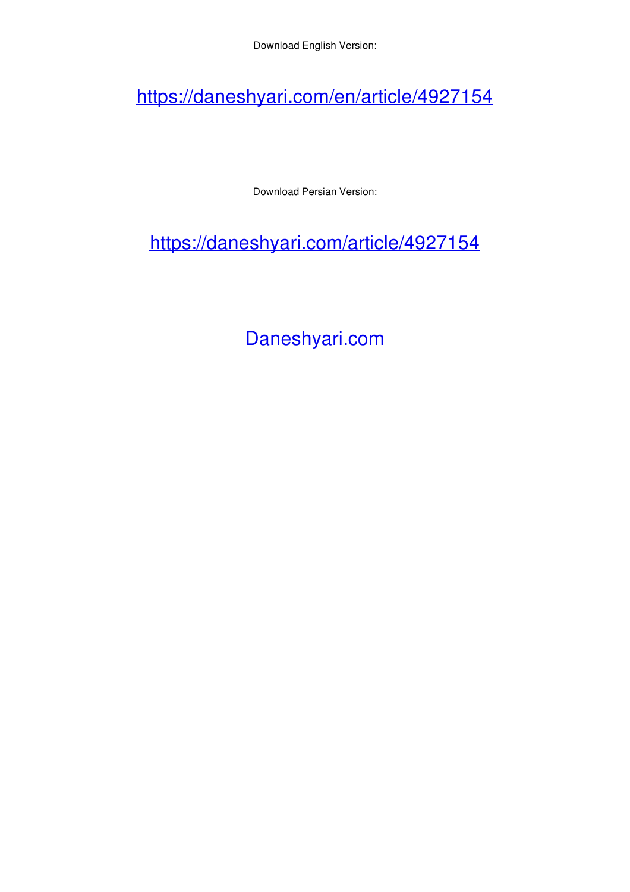Download English Version:

[https://daneshyari.com/en/article/4927154](https://daneshyari.com/en/article/4927154)

Download Persian Version:

[https://daneshyari.com/article/4927154](https://daneshyari.com/article/4927154)

[Daneshyari.com](https://daneshyari.com)